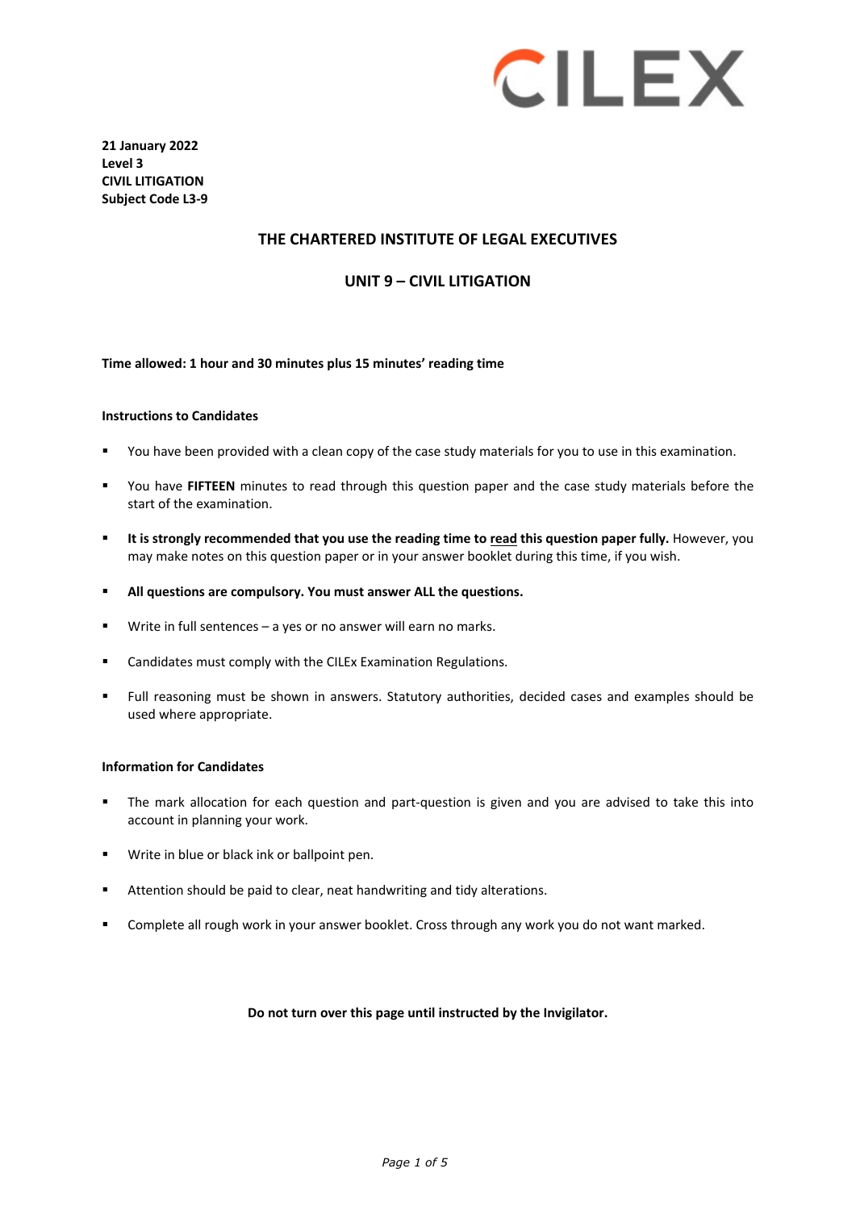CILEX

**21 January 2022**
**Level 3**
**CIVIL LITIGATION**
**Subject Code L3-9**

## THE CHARTERED INSTITUTE OF LEGAL EXECUTIVES

## UNIT 9 – CIVIL LITIGATION

**Time allowed: 1 hour and 30 minutes plus 15 minutes' reading time**

**Instructions to Candidates**

- You have been provided with a clean copy of the case study materials for you to use in this examination.
- You have **FIFTEEN** minutes to read through this question paper and the case study materials before the start of the examination.
- **It is strongly recommended that you use the reading time to read this question paper fully.** However, you may make notes on this question paper or in your answer booklet during this time, if you wish.
- **All questions are compulsory. You must answer ALL the questions.**
- Write in full sentences – a yes or no answer will earn no marks.
- Candidates must comply with the CILEx Examination Regulations.
- Full reasoning must be shown in answers. Statutory authorities, decided cases and examples should be used where appropriate.

**Information for Candidates**

- The mark allocation for each question and part-question is given and you are advised to take this into account in planning your work.
- Write in blue or black ink or ballpoint pen.
- Attention should be paid to clear, neat handwriting and tidy alterations.
- Complete all rough work in your answer booklet. Cross through any work you do not want marked.

**Do not turn over this page until instructed by the Invigilator.**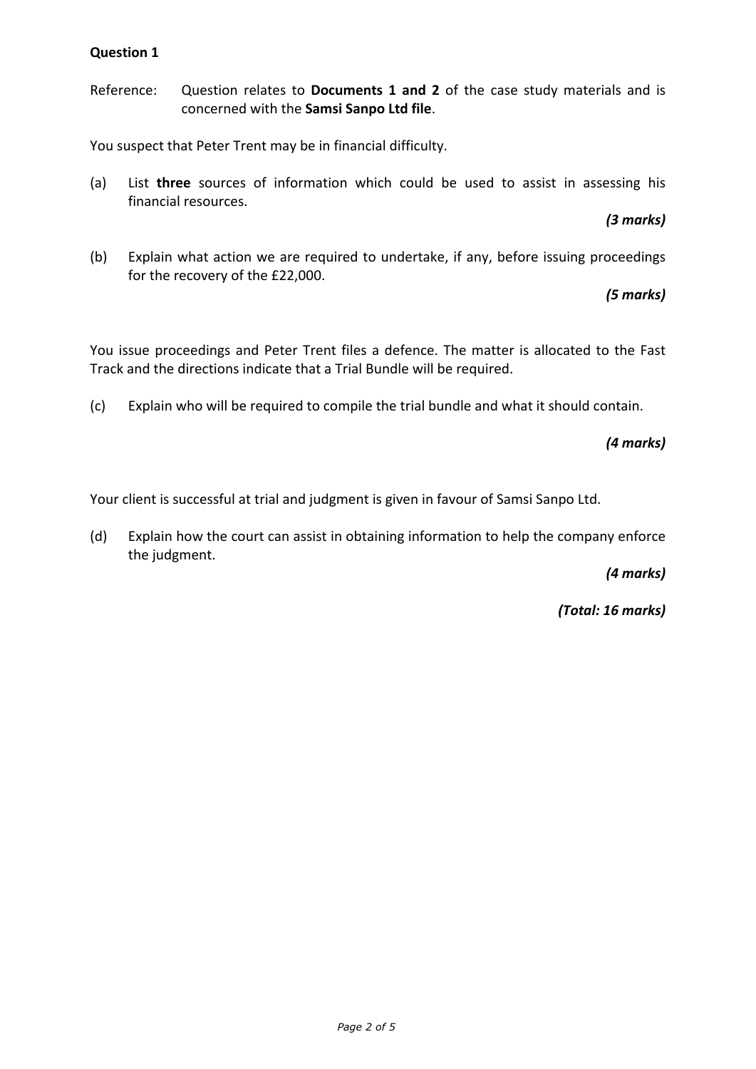**Question 1**

Reference: Question relates to **Documents 1 and 2** of the case study materials and is concerned with the **Samsi Sanpo Ltd file**.

You suspect that Peter Trent may be in financial difficulty.

(a) List **three** sources of information which could be used to assist in assessing his financial resources.

***(3 marks)***

(b) Explain what action we are required to undertake, if any, before issuing proceedings for the recovery of the £22,000.

***(5 marks)***

You issue proceedings and Peter Trent files a defence. The matter is allocated to the Fast Track and the directions indicate that a Trial Bundle will be required.

(c) Explain who will be required to compile the trial bundle and what it should contain.

***(4 marks)***

Your client is successful at trial and judgment is given in favour of Samsi Sanpo Ltd.

(d) Explain how the court can assist in obtaining information to help the company enforce the judgment.

***(4 marks)***

***(Total: 16 marks)***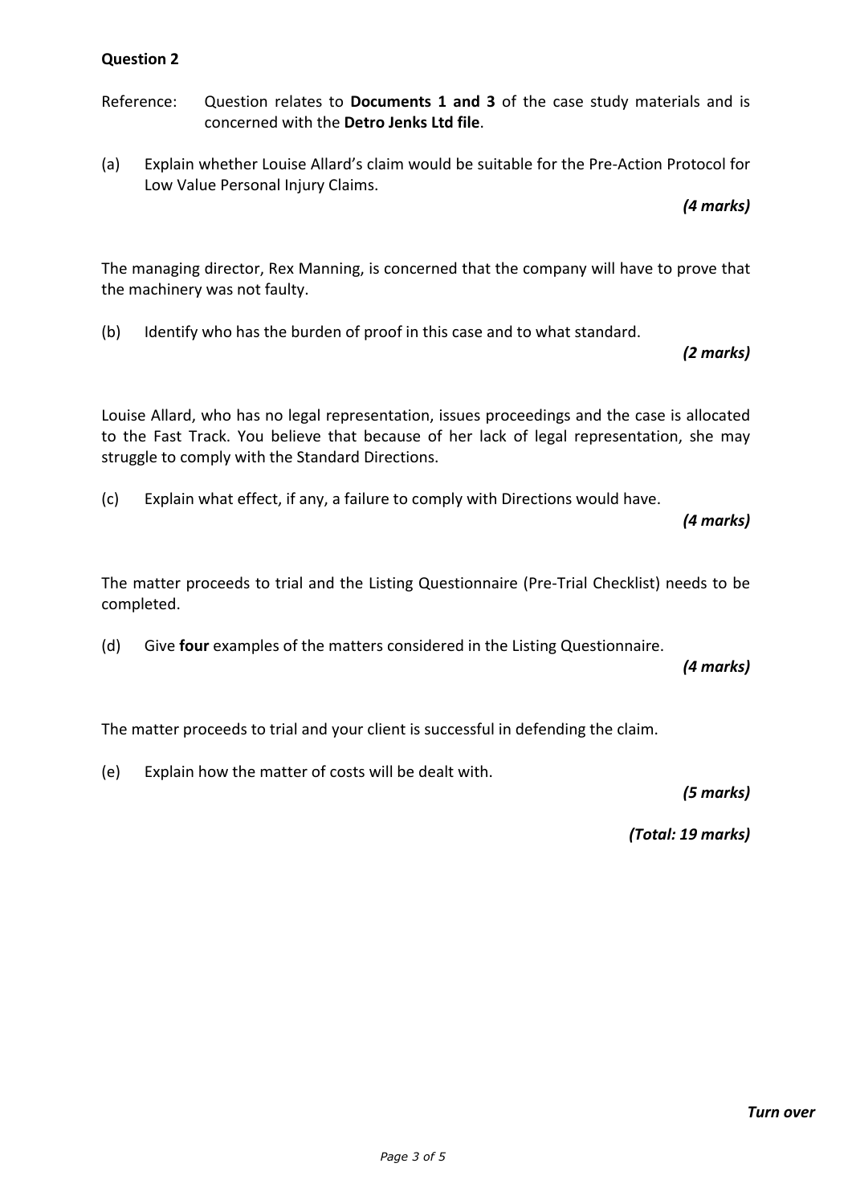**Question 2**

Reference: Question relates to **Documents 1 and 3** of the case study materials and is concerned with the **Detro Jenks Ltd file**.

(a) Explain whether Louise Allard's claim would be suitable for the Pre-Action Protocol for Low Value Personal Injury Claims.

***(4 marks)***

The managing director, Rex Manning, is concerned that the company will have to prove that the machinery was not faulty.

(b) Identify who has the burden of proof in this case and to what standard.

***(2 marks)***

Louise Allard, who has no legal representation, issues proceedings and the case is allocated to the Fast Track. You believe that because of her lack of legal representation, she may struggle to comply with the Standard Directions.

(c) Explain what effect, if any, a failure to comply with Directions would have.

***(4 marks)***

The matter proceeds to trial and the Listing Questionnaire (Pre-Trial Checklist) needs to be completed.

(d) Give **four** examples of the matters considered in the Listing Questionnaire.

***(4 marks)***

The matter proceeds to trial and your client is successful in defending the claim.

(e) Explain how the matter of costs will be dealt with.

***(5 marks)***

***(Total: 19 marks)***

***Turn over***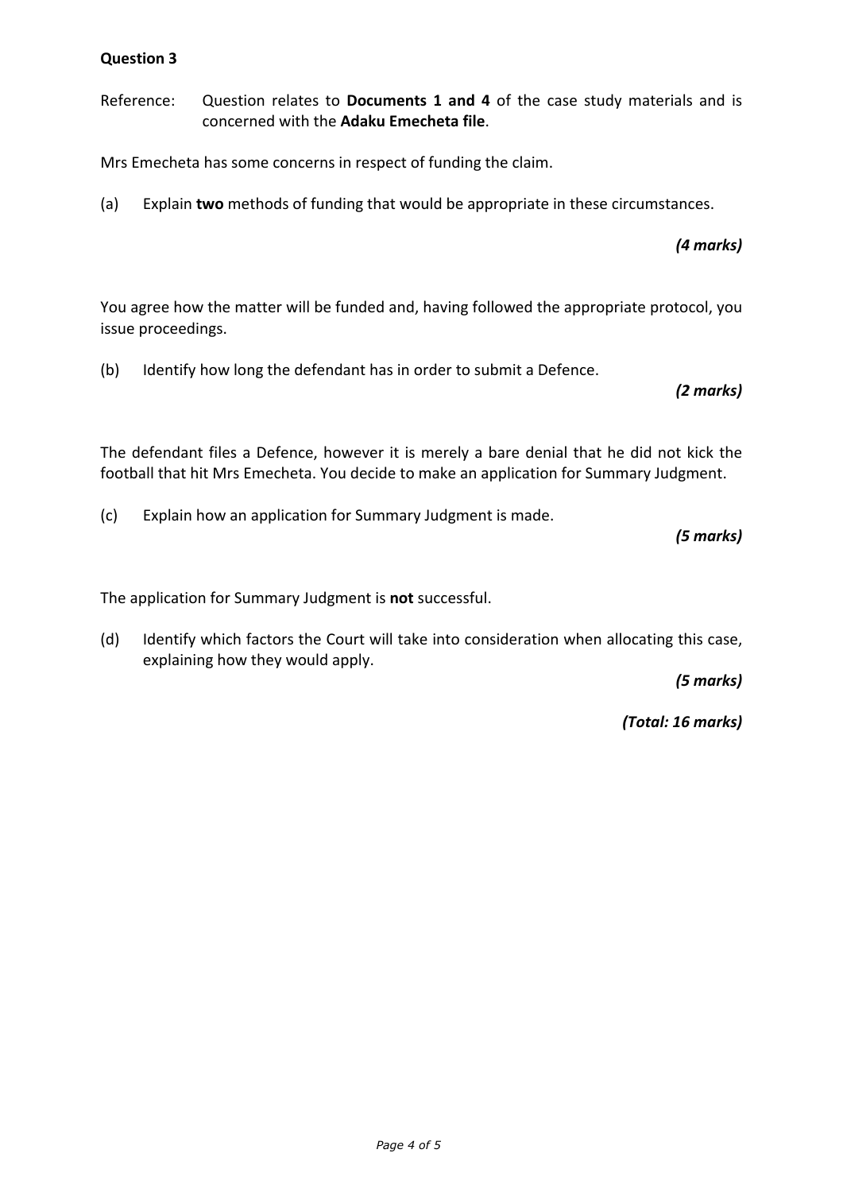**Question 3**

Reference: Question relates to **Documents 1 and 4** of the case study materials and is concerned with the **Adaku Emecheta file**.

Mrs Emecheta has some concerns in respect of funding the claim.

(a) Explain **two** methods of funding that would be appropriate in these circumstances.

***(4 marks)***

You agree how the matter will be funded and, having followed the appropriate protocol, you issue proceedings.

(b) Identify how long the defendant has in order to submit a Defence.

***(2 marks)***

The defendant files a Defence, however it is merely a bare denial that he did not kick the football that hit Mrs Emecheta. You decide to make an application for Summary Judgment.

(c) Explain how an application for Summary Judgment is made.

***(5 marks)***

The application for Summary Judgment is **not** successful.

(d) Identify which factors the Court will take into consideration when allocating this case, explaining how they would apply.

***(5 marks)***

***(Total: 16 marks)***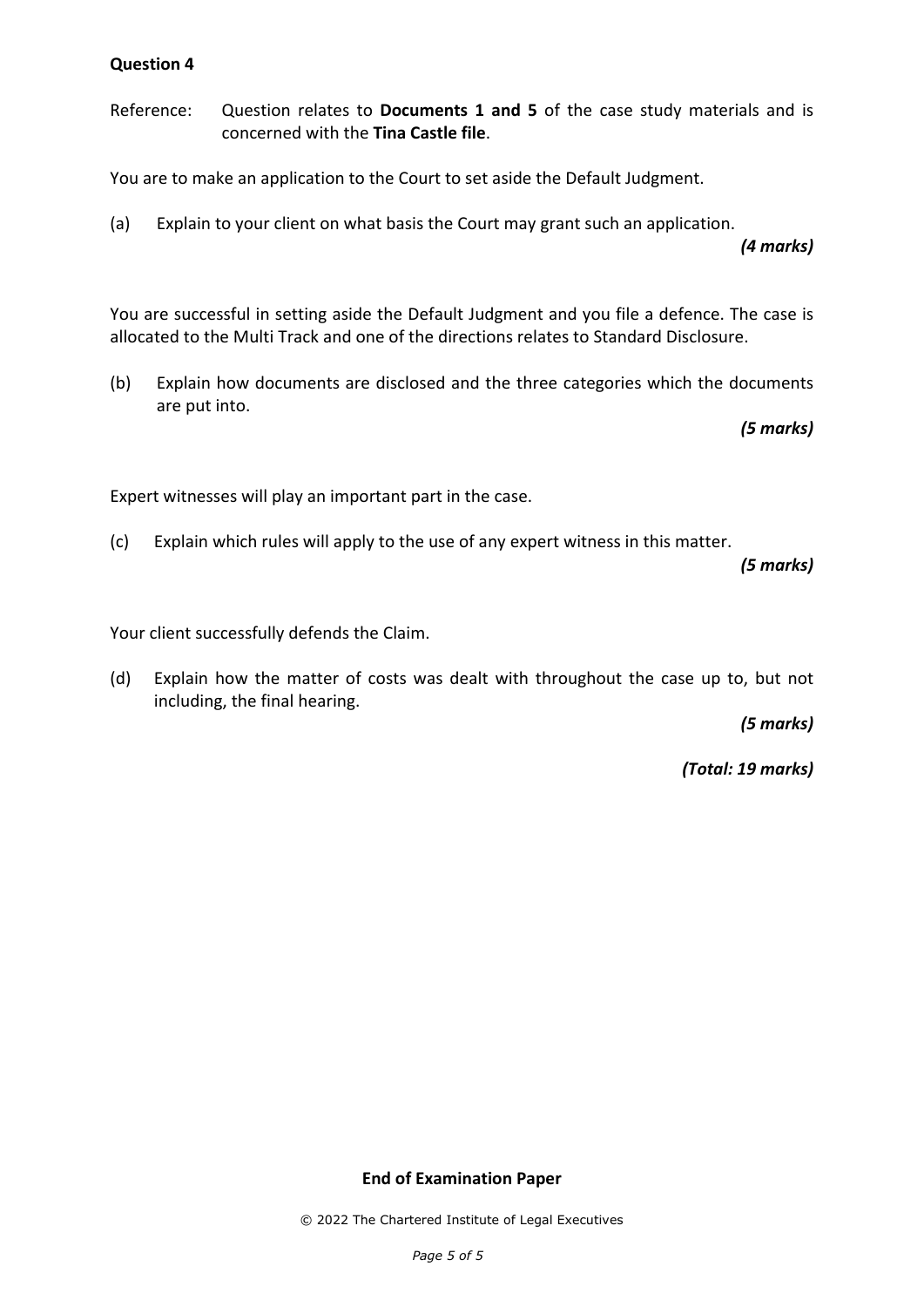**Question 4**

Reference: Question relates to **Documents 1 and 5** of the case study materials and is concerned with the **Tina Castle file**.

You are to make an application to the Court to set aside the Default Judgment.

(a) Explain to your client on what basis the Court may grant such an application.

***(4 marks)***

You are successful in setting aside the Default Judgment and you file a defence. The case is allocated to the Multi Track and one of the directions relates to Standard Disclosure.

(b) Explain how documents are disclosed and the three categories which the documents are put into.

***(5 marks)***

Expert witnesses will play an important part in the case.

(c) Explain which rules will apply to the use of any expert witness in this matter.

***(5 marks)***

Your client successfully defends the Claim.

(d) Explain how the matter of costs was dealt with throughout the case up to, but not including, the final hearing.

***(5 marks)***

***(Total: 19 marks)***

**End of Examination Paper**

© 2022 The Chartered Institute of Legal Executives